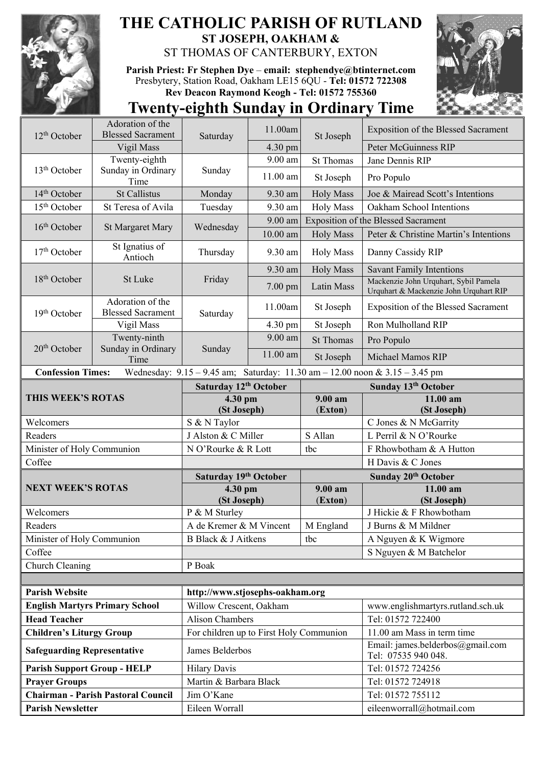# THE CATHOLIC PARISH OF RUTLAND

## ST JOSEPH, OAKHAM &

ST THOMAS OF CANTERBURY, EXTON

**Parish Priest: Fr Stephen Dye** – **email: stephendye@btinternet.com**
Presbytery, Station Road, Oakham LE15 6QU - **Tel: 01572 722308**
**Rev Deacon Raymond Keogh - Tel: 01572 755360**

# Twenty-eighth Sunday in Ordinary Time

| Date | Feast | Day | Time | Place | Intention |
|---|---|---|---|---|---|
| 12th October | Adoration of the Blessed Sacrament | Saturday | 11.00am | St Joseph | Exposition of the Blessed Sacrament |
| | Vigil Mass | | 4.30 pm | | Peter McGuinness RIP |
| 13th October | Twenty-eighth Sunday in Ordinary Time | Sunday | 9.00 am | St Thomas | Jane Dennis RIP |
| | | | 11.00 am | St Joseph | Pro Populo |
| 14th October | St Callistus | Monday | 9.30 am | Holy Mass | Joe & Mairead Scott's Intentions |
| 15th October | St Teresa of Avila | Tuesday | 9.30 am | Holy Mass | Oakham School Intentions |
| 16th October | St Margaret Mary | Wednesday | 9.00 am | Exposition of the Blessed Sacrament | |
| | | | 10.00 am | Holy Mass | Peter & Christine Martin's Intentions |
| 17th October | St Ignatius of Antioch | Thursday | 9.30 am | Holy Mass | Danny Cassidy RIP |
| 18th October | St Luke | Friday | 9.30 am | Holy Mass | Savant Family Intentions |
| | | | 7.00 pm | Latin Mass | Mackenzie John Urquhart, Sybil Pamela Urquhart & Mackenzie John Urquhart RIP |
| 19th October | Adoration of the Blessed Sacrament | Saturday | 11.00am | St Joseph | Exposition of the Blessed Sacrament |
| | Vigil Mass | | 4.30 pm | St Joseph | Ron Mulholland RIP |
| 20th October | Twenty-ninth Sunday in Ordinary Time | Sunday | 9.00 am | St Thomas | Pro Populo |
| | | | 11.00 am | St Joseph | Michael Mamos RIP |

**Confession Times:** Wednesday: 9.15 – 9.45 am; Saturday: 11.30 am – 12.00 noon & 3.15 – 3.45 pm

| THIS WEEK'S ROTAS | Saturday 12th October 4.30 pm (St Joseph) | Sunday 13th October 9.00 am (Exton) | Sunday 13th October 11.00 am (St Joseph) |
|---|---|---|---|
| Welcomers | S & N Taylor | | C Jones & N McGarrity |
| Readers | J Alston & C Miller | S Allan | L Perril & N O'Rourke |
| Minister of Holy Communion | N O'Rourke & R Lott | tbc | F Rhowbotham & A Hutton |
| Coffee | | | H Davis & C Jones |

| NEXT WEEK'S ROTAS | Saturday 19th October 4.30 pm (St Joseph) | Sunday 20th October 9.00 am (Exton) | Sunday 20th October 11.00 am (St Joseph) |
|---|---|---|---|
| Welcomers | P & M Sturley | | J Hickie & F Rhowbotham |
| Readers | A de Kremer & M Vincent | M England | J Burns & M Mildner |
| Minister of Holy Communion | B Black & J Aitkens | tbc | A Nguyen & K Wigmore |
| Coffee | | | S Nguyen & M Batchelor |
| Church Cleaning | P Boak | | |

| | | |
|---|---|---|
| **Parish Website** | **http://www.stjosephs-oakham.org** | |
| **English Martyrs Primary School** | Willow Crescent, Oakham | www.englishmartyrs.rutland.sch.uk |
| **Head Teacher** | Alison Chambers | Tel: 01572 722400 |
| **Children's Liturgy Group** | For children up to First Holy Communion | 11.00 am Mass in term time |
| **Safeguarding Representative** | James Belderbos | Email: james.belderbos@gmail.com Tel: 07535 940 048. |
| **Parish Support Group - HELP** | Hilary Davis | Tel: 01572 724256 |
| **Prayer Groups** | Martin & Barbara Black | Tel: 01572 724918 |
| **Chairman - Parish Pastoral Council** | Jim O'Kane | Tel: 01572 755112 |
| **Parish Newsletter** | Eileen Worrall | eileenworrall@hotmail.com |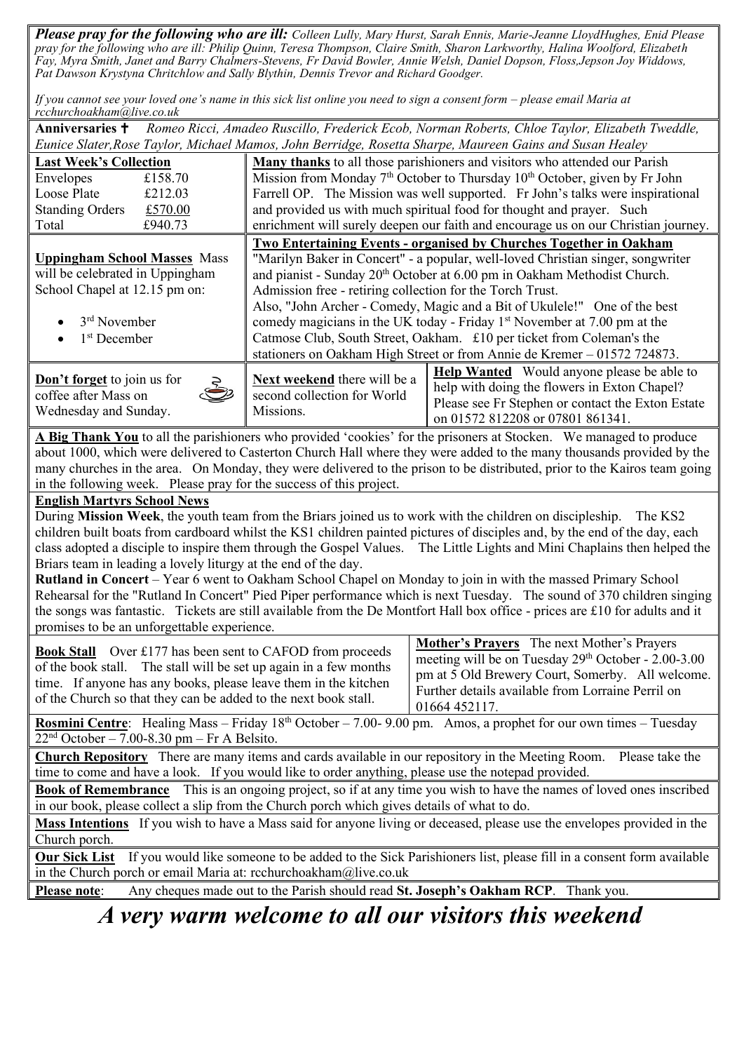***Please pray for the following who are ill:*** *Colleen Lully, Mary Hurst, Sarah Ennis, Marie-Jeanne LloydHughes, Enid Please pray for the following who are ill: Philip Quinn, Teresa Thompson, Claire Smith, Sharon Larkworthy, Halina Woolford, Elizabeth Fay, Myra Smith, Janet and Barry Chalmers-Stevens, Fr David Bowler, Annie Welsh, Daniel Dopson, Floss,Jepson Joy Widdows, Pat Dawson Krystyna Chritchlow and Sally Blythin, Dennis Trevor and Richard Goodger.*

*If you cannot see your loved one's name in this sick list online you need to sign a consent form – please email Maria at rcchurchoakham@live.co.uk*

**Anniversaries ✝** *Romeo Ricci, Amadeo Ruscillo, Frederick Ecob, Norman Roberts, Chloe Taylor, Elizabeth Tweddle, Eunice Slater,Rose Taylor, Michael Mamos, John Berridge, Rosetta Sharpe, Maureen Gains and Susan Healey*

**Last Week's Collection**

| | |
|---|---|
| Envelopes | £158.70 |
| Loose Plate | £212.03 |
| Standing Orders | £570.00 |
| Total | £940.73 |

**Many thanks** to all those parishioners and visitors who attended our Parish Mission from Monday 7th October to Thursday 10th October, given by Fr John Farrell OP. The Mission was well supported. Fr John's talks were inspirational and provided us with much spiritual food for thought and prayer. Such enrichment will surely deepen our faith and encourage us on our Christian journey.

**Uppingham School Masses** Mass will be celebrated in Uppingham School Chapel at 12.15 pm on:

- 3rd November
- 1st December

**Two Entertaining Events - organised by Churches Together in Oakham**

"Marilyn Baker in Concert" - a popular, well-loved Christian singer, songwriter and pianist - Sunday 20th October at 6.00 pm in Oakham Methodist Church. Admission free - retiring collection for the Torch Trust.

Also, "John Archer - Comedy, Magic and a Bit of Ukulele!" One of the best comedy magicians in the UK today - Friday 1st November at 7.00 pm at the Catmose Club, South Street, Oakham. £10 per ticket from Coleman's the stationers on Oakham High Street or from Annie de Kremer – 01572 724873.

**Don't forget** to join us for coffee after Mass on Wednesday and Sunday.

**Next weekend** there will be a second collection for World Missions.

**Help Wanted** Would anyone please be able to help with doing the flowers in Exton Chapel? Please see Fr Stephen or contact the Exton Estate on 01572 812208 or 07801 861341.

**A Big Thank You** to all the parishioners who provided 'cookies' for the prisoners at Stocken. We managed to produce about 1000, which were delivered to Casterton Church Hall where they were added to the many thousands provided by the many churches in the area. On Monday, they were delivered to the prison to be distributed, prior to the Kairos team going in the following week. Please pray for the success of this project.

**English Martyrs School News**

During **Mission Week**, the youth team from the Briars joined us to work with the children on discipleship. The KS2 children built boats from cardboard whilst the KS1 children painted pictures of disciples and, by the end of the day, each class adopted a disciple to inspire them through the Gospel Values. The Little Lights and Mini Chaplains then helped the Briars team in leading a lovely liturgy at the end of the day.

**Rutland in Concert** – Year 6 went to Oakham School Chapel on Monday to join in with the massed Primary School Rehearsal for the "Rutland In Concert" Pied Piper performance which is next Tuesday. The sound of 370 children singing the songs was fantastic. Tickets are still available from the De Montfort Hall box office - prices are £10 for adults and it promises to be an unforgettable experience.

**Book Stall** Over £177 has been sent to CAFOD from proceeds of the book stall. The stall will be set up again in a few months time. If anyone has any books, please leave them in the kitchen of the Church so that they can be added to the next book stall.

**Mother's Prayers** The next Mother's Prayers meeting will be on Tuesday 29th October - 2.00-3.00 pm at 5 Old Brewery Court, Somerby. All welcome. Further details available from Lorraine Perril on 01664 452117.

**Rosmini Centre**: Healing Mass – Friday 18th October – 7.00- 9.00 pm. Amos, a prophet for our own times – Tuesday 22nd October – 7.00-8.30 pm – Fr A Belsito.

**Church Repository** There are many items and cards available in our repository in the Meeting Room. Please take the time to come and have a look. If you would like to order anything, please use the notepad provided.

**Book of Remembrance** This is an ongoing project, so if at any time you wish to have the names of loved ones inscribed in our book, please collect a slip from the Church porch which gives details of what to do.

**Mass Intentions** If you wish to have a Mass said for anyone living or deceased, please use the envelopes provided in the Church porch.

**Our Sick List** If you would like someone to be added to the Sick Parishioners list, please fill in a consent form available in the Church porch or email Maria at: rcchurchoakham@live.co.uk

**Please note**: Any cheques made out to the Parish should read **St. Joseph's Oakham RCP**. Thank you.

# *A very warm welcome to all our visitors this weekend*